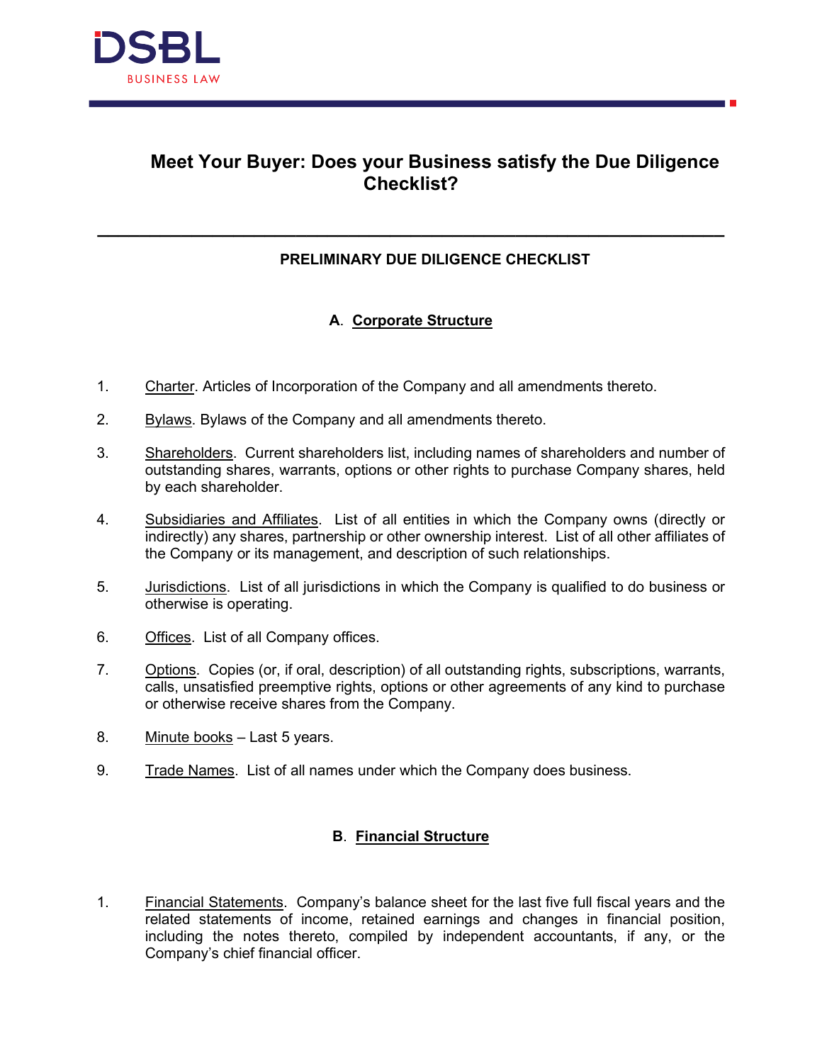# Meet Your Buyer: Does your Business satisfy the Due Diligence Checklist?

---

## PRELIMINARY DUE DILIGENCE CHECKLIST

### A. Corporate Structure

1. Charter. Articles of Incorporation of the Company and all amendments thereto.

2. Bylaws. Bylaws of the Company and all amendments thereto.

3. Shareholders. Current shareholders list, including names of shareholders and number of outstanding shares, warrants, options or other rights to purchase Company shares, held by each shareholder.

4. Subsidiaries and Affiliates. List of all entities in which the Company owns (directly or indirectly) any shares, partnership or other ownership interest. List of all other affiliates of the Company or its management, and description of such relationships.

5. Jurisdictions. List of all jurisdictions in which the Company is qualified to do business or otherwise is operating.

6. Offices. List of all Company offices.

7. Options. Copies (or, if oral, description) of all outstanding rights, subscriptions, warrants, calls, unsatisfied preemptive rights, options or other agreements of any kind to purchase or otherwise receive shares from the Company.

8. Minute books – Last 5 years.

9. Trade Names. List of all names under which the Company does business.

### B. Financial Structure

1. Financial Statements. Company's balance sheet for the last five full fiscal years and the related statements of income, retained earnings and changes in financial position, including the notes thereto, compiled by independent accountants, if any, or the Company's chief financial officer.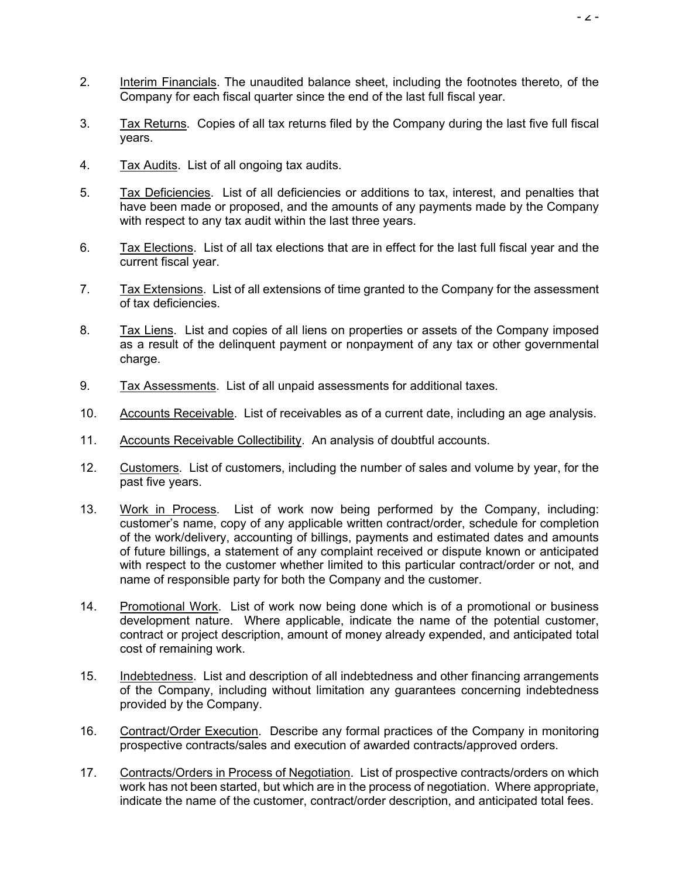2. Interim Financials. The unaudited balance sheet, including the footnotes thereto, of the Company for each fiscal quarter since the end of the last full fiscal year.

3. Tax Returns. Copies of all tax returns filed by the Company during the last five full fiscal years.

4. Tax Audits. List of all ongoing tax audits.

5. Tax Deficiencies. List of all deficiencies or additions to tax, interest, and penalties that have been made or proposed, and the amounts of any payments made by the Company with respect to any tax audit within the last three years.

6. Tax Elections. List of all tax elections that are in effect for the last full fiscal year and the current fiscal year.

7. Tax Extensions. List of all extensions of time granted to the Company for the assessment of tax deficiencies.

8. Tax Liens. List and copies of all liens on properties or assets of the Company imposed as a result of the delinquent payment or nonpayment of any tax or other governmental charge.

9. Tax Assessments. List of all unpaid assessments for additional taxes.

10. Accounts Receivable. List of receivables as of a current date, including an age analysis.

11. Accounts Receivable Collectibility. An analysis of doubtful accounts.

12. Customers. List of customers, including the number of sales and volume by year, for the past five years.

13. Work in Process. List of work now being performed by the Company, including: customer's name, copy of any applicable written contract/order, schedule for completion of the work/delivery, accounting of billings, payments and estimated dates and amounts of future billings, a statement of any complaint received or dispute known or anticipated with respect to the customer whether limited to this particular contract/order or not, and name of responsible party for both the Company and the customer.

14. Promotional Work. List of work now being done which is of a promotional or business development nature. Where applicable, indicate the name of the potential customer, contract or project description, amount of money already expended, and anticipated total cost of remaining work.

15. Indebtedness. List and description of all indebtedness and other financing arrangements of the Company, including without limitation any guarantees concerning indebtedness provided by the Company.

16. Contract/Order Execution. Describe any formal practices of the Company in monitoring prospective contracts/sales and execution of awarded contracts/approved orders.

17. Contracts/Orders in Process of Negotiation. List of prospective contracts/orders on which work has not been started, but which are in the process of negotiation. Where appropriate, indicate the name of the customer, contract/order description, and anticipated total fees.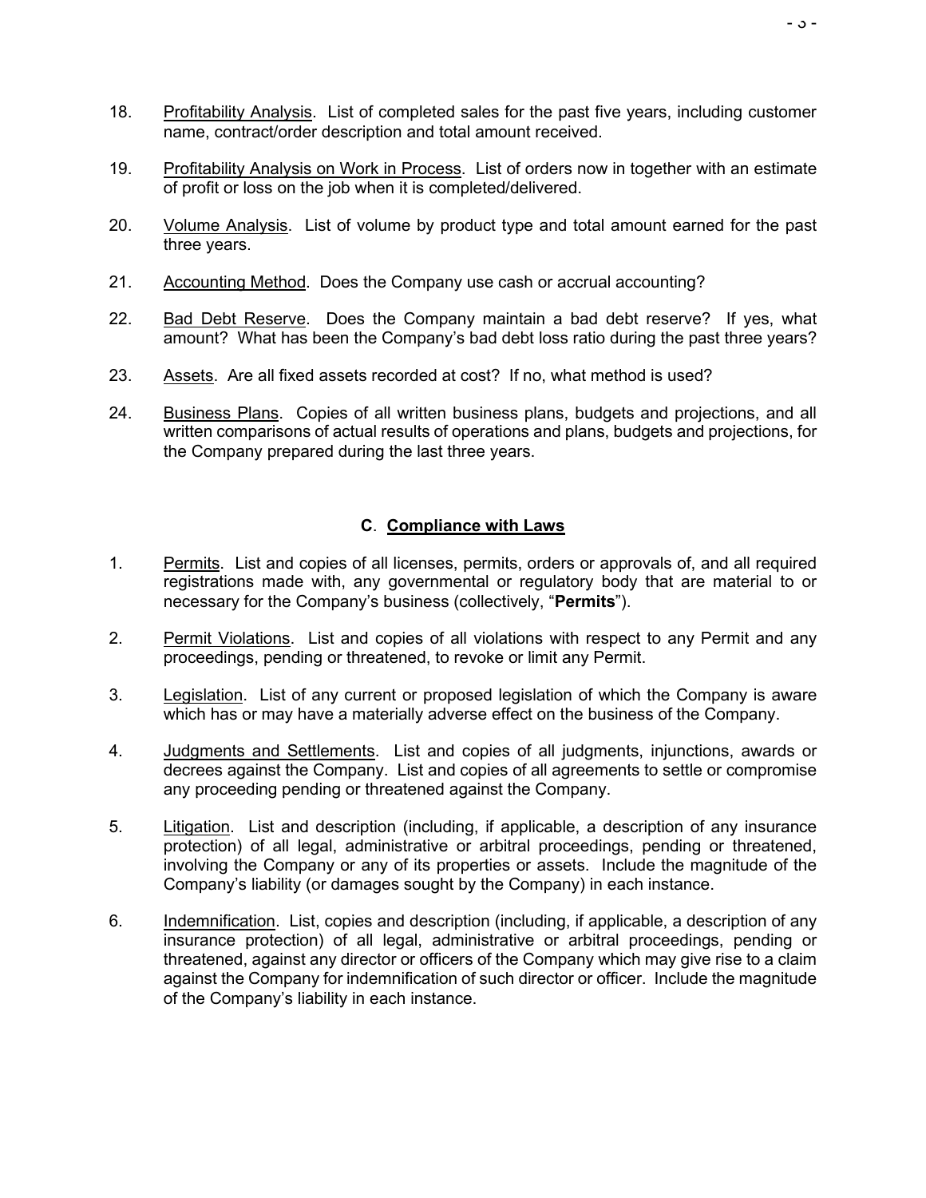18. Profitability Analysis. List of completed sales for the past five years, including customer name, contract/order description and total amount received.

19. Profitability Analysis on Work in Process. List of orders now in together with an estimate of profit or loss on the job when it is completed/delivered.

20. Volume Analysis. List of volume by product type and total amount earned for the past three years.

21. Accounting Method. Does the Company use cash or accrual accounting?

22. Bad Debt Reserve. Does the Company maintain a bad debt reserve? If yes, what amount? What has been the Company's bad debt loss ratio during the past three years?

23. Assets. Are all fixed assets recorded at cost? If no, what method is used?

24. Business Plans. Copies of all written business plans, budgets and projections, and all written comparisons of actual results of operations and plans, budgets and projections, for the Company prepared during the last three years.

## C. Compliance with Laws

1. Permits. List and copies of all licenses, permits, orders or approvals of, and all required registrations made with, any governmental or regulatory body that are material to or necessary for the Company's business (collectively, "**Permits**").

2. Permit Violations. List and copies of all violations with respect to any Permit and any proceedings, pending or threatened, to revoke or limit any Permit.

3. Legislation. List of any current or proposed legislation of which the Company is aware which has or may have a materially adverse effect on the business of the Company.

4. Judgments and Settlements. List and copies of all judgments, injunctions, awards or decrees against the Company. List and copies of all agreements to settle or compromise any proceeding pending or threatened against the Company.

5. Litigation. List and description (including, if applicable, a description of any insurance protection) of all legal, administrative or arbitral proceedings, pending or threatened, involving the Company or any of its properties or assets. Include the magnitude of the Company's liability (or damages sought by the Company) in each instance.

6. Indemnification. List, copies and description (including, if applicable, a description of any insurance protection) of all legal, administrative or arbitral proceedings, pending or threatened, against any director or officers of the Company which may give rise to a claim against the Company for indemnification of such director or officer. Include the magnitude of the Company's liability in each instance.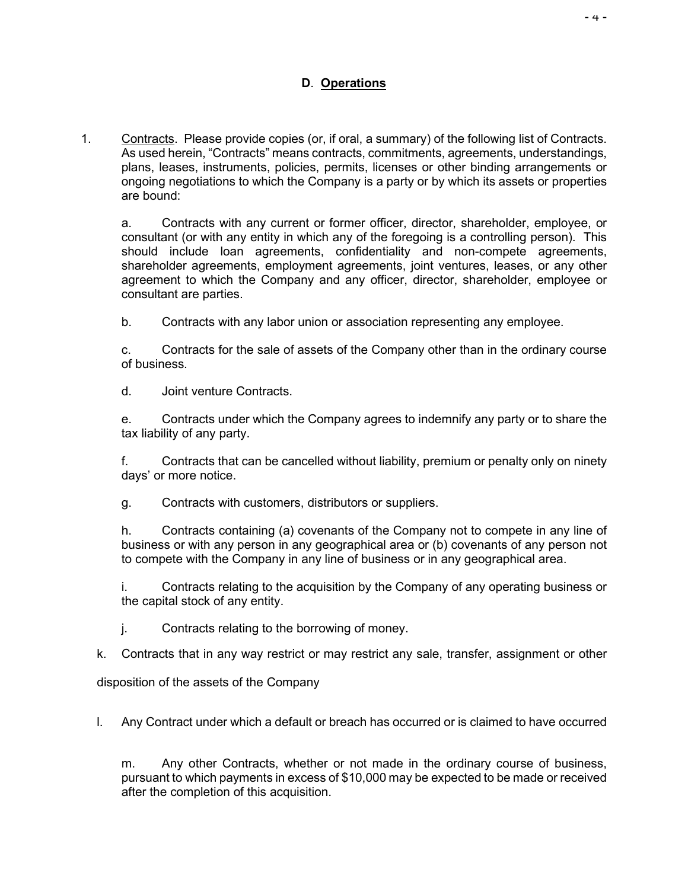## D. Operations

1. Contracts. Please provide copies (or, if oral, a summary) of the following list of Contracts. As used herein, "Contracts" means contracts, commitments, agreements, understandings, plans, leases, instruments, policies, permits, licenses or other binding arrangements or ongoing negotiations to which the Company is a party or by which its assets or properties are bound:

   a. Contracts with any current or former officer, director, shareholder, employee, or consultant (or with any entity in which any of the foregoing is a controlling person). This should include loan agreements, confidentiality and non-compete agreements, shareholder agreements, employment agreements, joint ventures, leases, or any other agreement to which the Company and any officer, director, shareholder, employee or consultant are parties.

   b. Contracts with any labor union or association representing any employee.

   c. Contracts for the sale of assets of the Company other than in the ordinary course of business.

   d. Joint venture Contracts.

   e. Contracts under which the Company agrees to indemnify any party or to share the tax liability of any party.

   f. Contracts that can be cancelled without liability, premium or penalty only on ninety days' or more notice.

   g. Contracts with customers, distributors or suppliers.

   h. Contracts containing (a) covenants of the Company not to compete in any line of business or with any person in any geographical area or (b) covenants of any person not to compete with the Company in any line of business or in any geographical area.

   i. Contracts relating to the acquisition by the Company of any operating business or the capital stock of any entity.

   j. Contracts relating to the borrowing of money.

   k. Contracts that in any way restrict or may restrict any sale, transfer, assignment or other disposition of the assets of the Company

   l. Any Contract under which a default or breach has occurred or is claimed to have occurred

   m. Any other Contracts, whether or not made in the ordinary course of business, pursuant to which payments in excess of $10,000 may be expected to be made or received after the completion of this acquisition.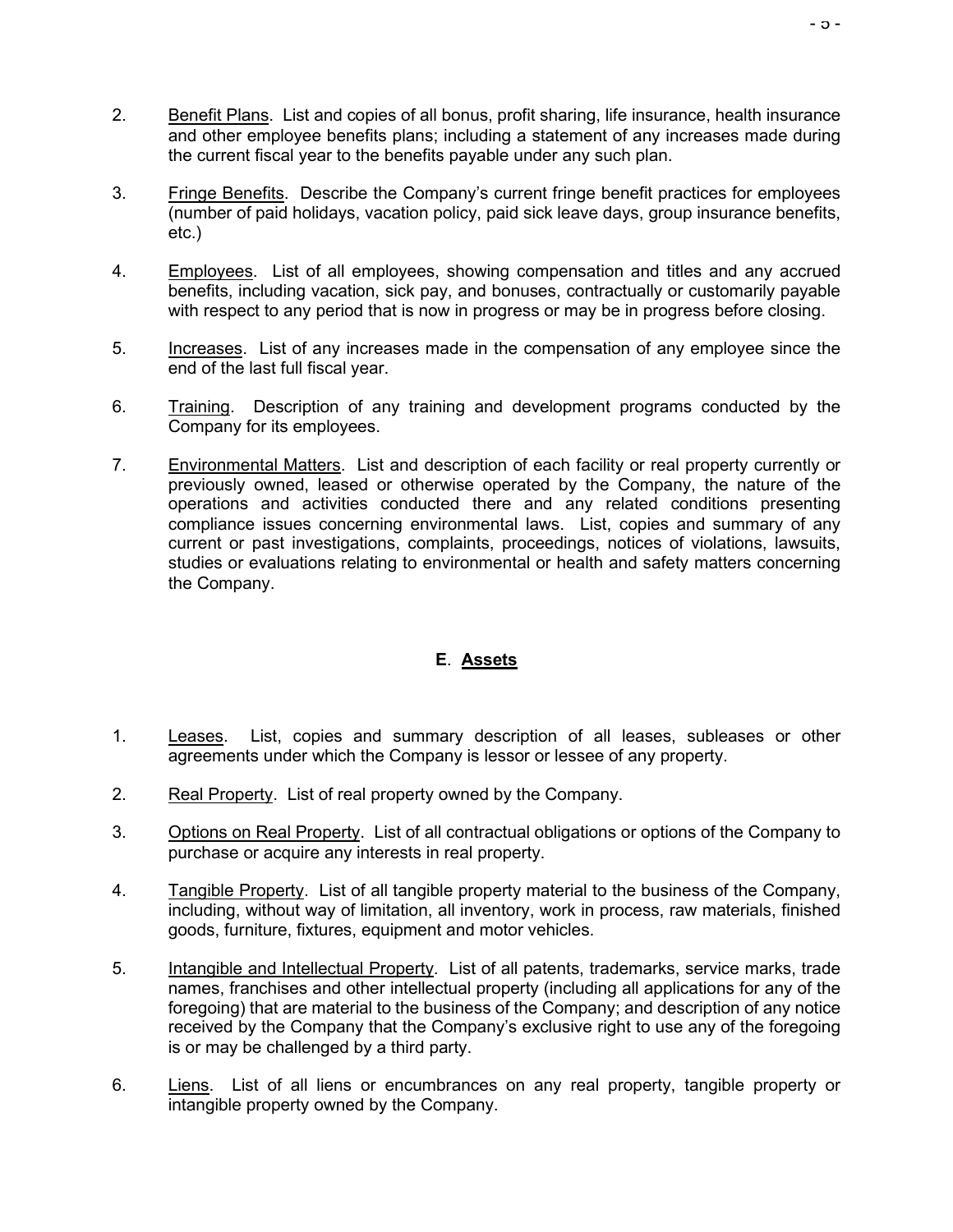2. Benefit Plans. List and copies of all bonus, profit sharing, life insurance, health insurance and other employee benefits plans; including a statement of any increases made during the current fiscal year to the benefits payable under any such plan.

3. Fringe Benefits. Describe the Company's current fringe benefit practices for employees (number of paid holidays, vacation policy, paid sick leave days, group insurance benefits, etc.)

4. Employees. List of all employees, showing compensation and titles and any accrued benefits, including vacation, sick pay, and bonuses, contractually or customarily payable with respect to any period that is now in progress or may be in progress before closing.

5. Increases. List of any increases made in the compensation of any employee since the end of the last full fiscal year.

6. Training. Description of any training and development programs conducted by the Company for its employees.

7. Environmental Matters. List and description of each facility or real property currently or previously owned, leased or otherwise operated by the Company, the nature of the operations and activities conducted there and any related conditions presenting compliance issues concerning environmental laws. List, copies and summary of any current or past investigations, complaints, proceedings, notices of violations, lawsuits, studies or evaluations relating to environmental or health and safety matters concerning the Company.

## E. Assets

1. Leases. List, copies and summary description of all leases, subleases or other agreements under which the Company is lessor or lessee of any property.

2. Real Property. List of real property owned by the Company.

3. Options on Real Property. List of all contractual obligations or options of the Company to purchase or acquire any interests in real property.

4. Tangible Property. List of all tangible property material to the business of the Company, including, without way of limitation, all inventory, work in process, raw materials, finished goods, furniture, fixtures, equipment and motor vehicles.

5. Intangible and Intellectual Property. List of all patents, trademarks, service marks, trade names, franchises and other intellectual property (including all applications for any of the foregoing) that are material to the business of the Company; and description of any notice received by the Company that the Company's exclusive right to use any of the foregoing is or may be challenged by a third party.

6. Liens. List of all liens or encumbrances on any real property, tangible property or intangible property owned by the Company.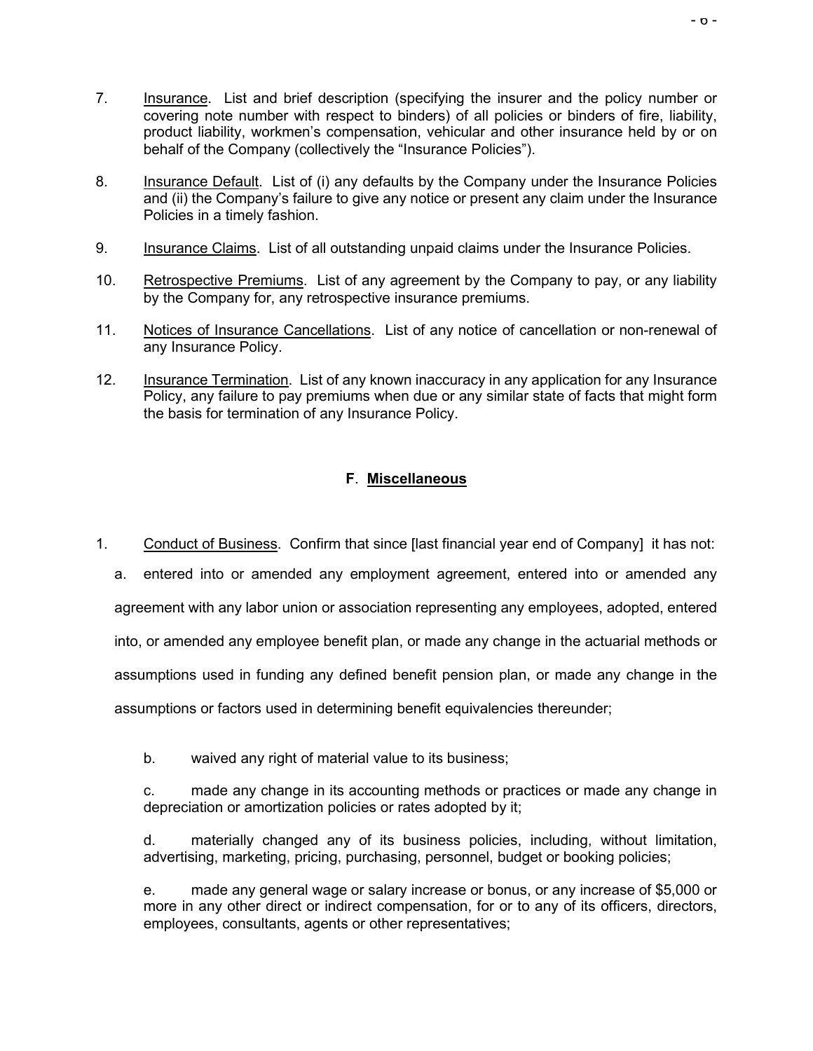7. <u>Insurance</u>. List and brief description (specifying the insurer and the policy number or covering note number with respect to binders) of all policies or binders of fire, liability, product liability, workmen's compensation, vehicular and other insurance held by or on behalf of the Company (collectively the "Insurance Policies").

8. <u>Insurance Default</u>. List of (i) any defaults by the Company under the Insurance Policies and (ii) the Company's failure to give any notice or present any claim under the Insurance Policies in a timely fashion.

9. <u>Insurance Claims</u>. List of all outstanding unpaid claims under the Insurance Policies.

10. <u>Retrospective Premiums</u>. List of any agreement by the Company to pay, or any liability by the Company for, any retrospective insurance premiums.

11. <u>Notices of Insurance Cancellations</u>. List of any notice of cancellation or non-renewal of any Insurance Policy.

12. <u>Insurance Termination</u>. List of any known inaccuracy in any application for any Insurance Policy, any failure to pay premiums when due or any similar state of facts that might form the basis for termination of any Insurance Policy.

## F. Miscellaneous

1. <u>Conduct of Business</u>. Confirm that since [last financial year end of Company] it has not:

   a. entered into or amended any employment agreement, entered into or amended any agreement with any labor union or association representing any employees, adopted, entered into, or amended any employee benefit plan, or made any change in the actuarial methods or assumptions used in funding any defined benefit pension plan, or made any change in the assumptions or factors used in determining benefit equivalencies thereunder;

   b. waived any right of material value to its business;

   c. made any change in its accounting methods or practices or made any change in depreciation or amortization policies or rates adopted by it;

   d. materially changed any of its business policies, including, without limitation, advertising, marketing, pricing, purchasing, personnel, budget or booking policies;

   e. made any general wage or salary increase or bonus, or any increase of $5,000 or more in any other direct or indirect compensation, for or to any of its officers, directors, employees, consultants, agents or other representatives;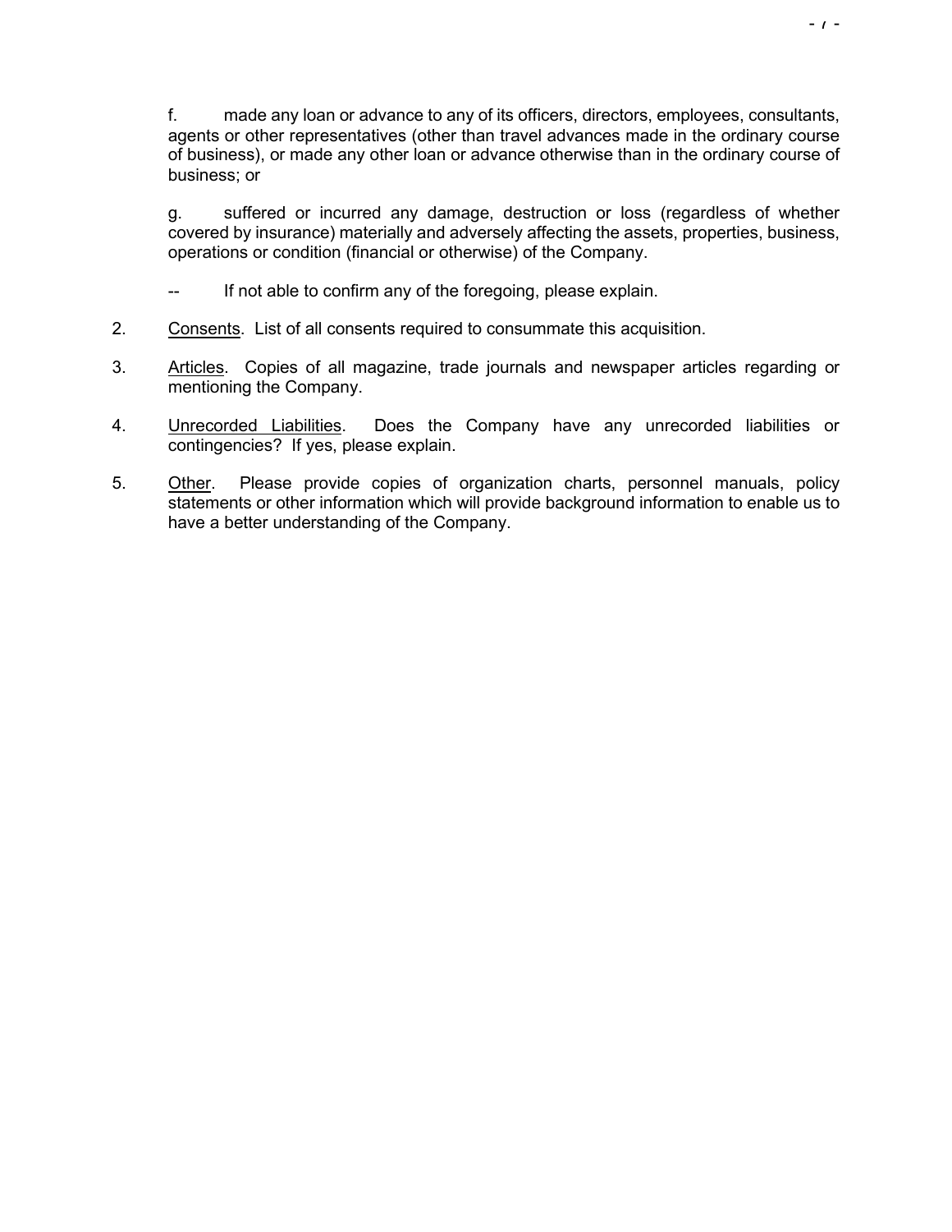f. made any loan or advance to any of its officers, directors, employees, consultants, agents or other representatives (other than travel advances made in the ordinary course of business), or made any other loan or advance otherwise than in the ordinary course of business; or

g. suffered or incurred any damage, destruction or loss (regardless of whether covered by insurance) materially and adversely affecting the assets, properties, business, operations or condition (financial or otherwise) of the Company.

-- If not able to confirm any of the foregoing, please explain.

2. Consents. List of all consents required to consummate this acquisition.

3. Articles. Copies of all magazine, trade journals and newspaper articles regarding or mentioning the Company.

4. Unrecorded Liabilities. Does the Company have any unrecorded liabilities or contingencies? If yes, please explain.

5. Other. Please provide copies of organization charts, personnel manuals, policy statements or other information which will provide background information to enable us to have a better understanding of the Company.